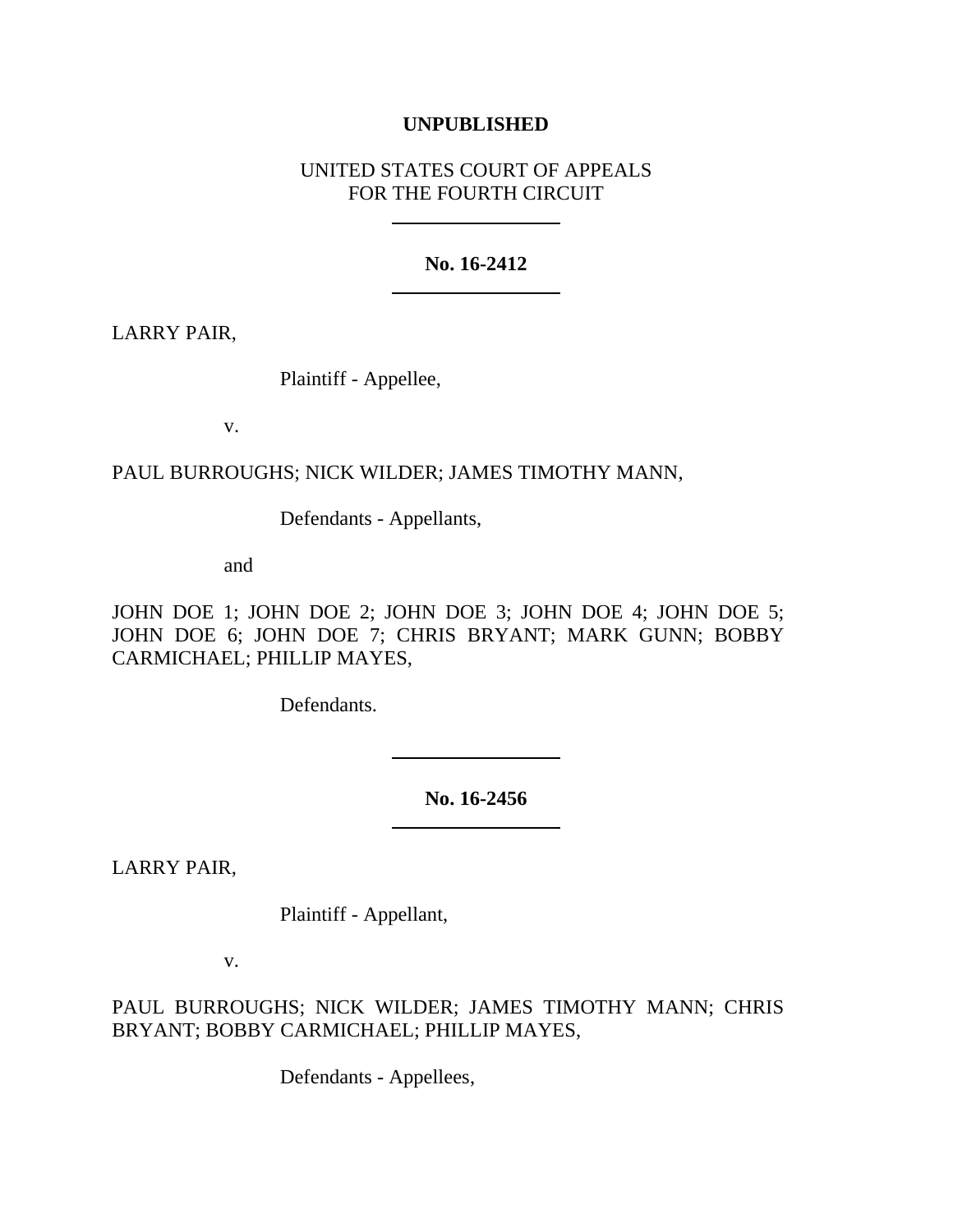**UNPUBLISHED**

UNITED STATES COURT OF APPEALS
FOR THE FOURTH CIRCUIT

---

**No. 16-2412**

---

LARRY PAIR,

Plaintiff - Appellee,

v.

PAUL BURROUGHS; NICK WILDER; JAMES TIMOTHY MANN,

Defendants - Appellants,

and

JOHN DOE 1; JOHN DOE 2; JOHN DOE 3; JOHN DOE 4; JOHN DOE 5; JOHN DOE 6; JOHN DOE 7; CHRIS BRYANT; MARK GUNN; BOBBY CARMICHAEL; PHILLIP MAYES,

Defendants.

---

**No. 16-2456**

---

LARRY PAIR,

Plaintiff - Appellant,

v.

PAUL BURROUGHS; NICK WILDER; JAMES TIMOTHY MANN; CHRIS BRYANT; BOBBY CARMICHAEL; PHILLIP MAYES,

Defendants - Appellees,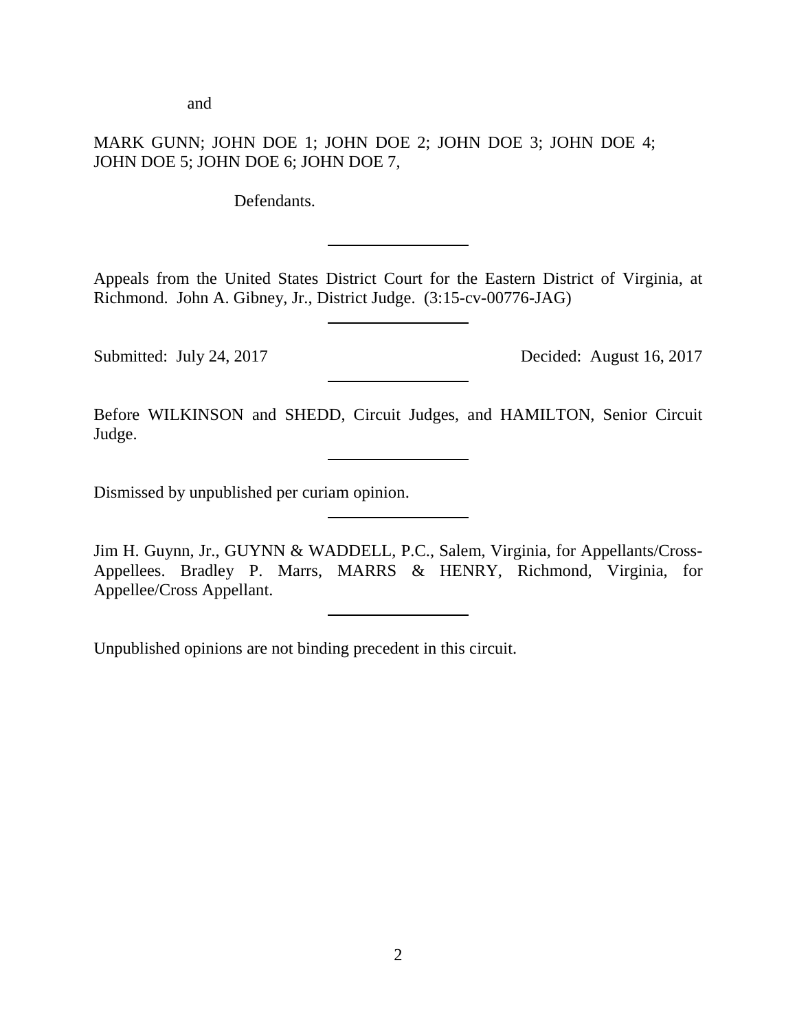and

MARK GUNN; JOHN DOE 1; JOHN DOE 2; JOHN DOE 3; JOHN DOE 4; JOHN DOE 5; JOHN DOE 6; JOHN DOE 7,

Defendants.

---

Appeals from the United States District Court for the Eastern District of Virginia, at Richmond. John A. Gibney, Jr., District Judge. (3:15-cv-00776-JAG)

---

Submitted: July 24, 2017 Decided: August 16, 2017

---

Before WILKINSON and SHEDD, Circuit Judges, and HAMILTON, Senior Circuit Judge.

---

Dismissed by unpublished per curiam opinion.

---

Jim H. Guynn, Jr., GUYNN & WADDELL, P.C., Salem, Virginia, for Appellants/Cross-Appellees. Bradley P. Marrs, MARRS & HENRY, Richmond, Virginia, for Appellee/Cross Appellant.

---

Unpublished opinions are not binding precedent in this circuit.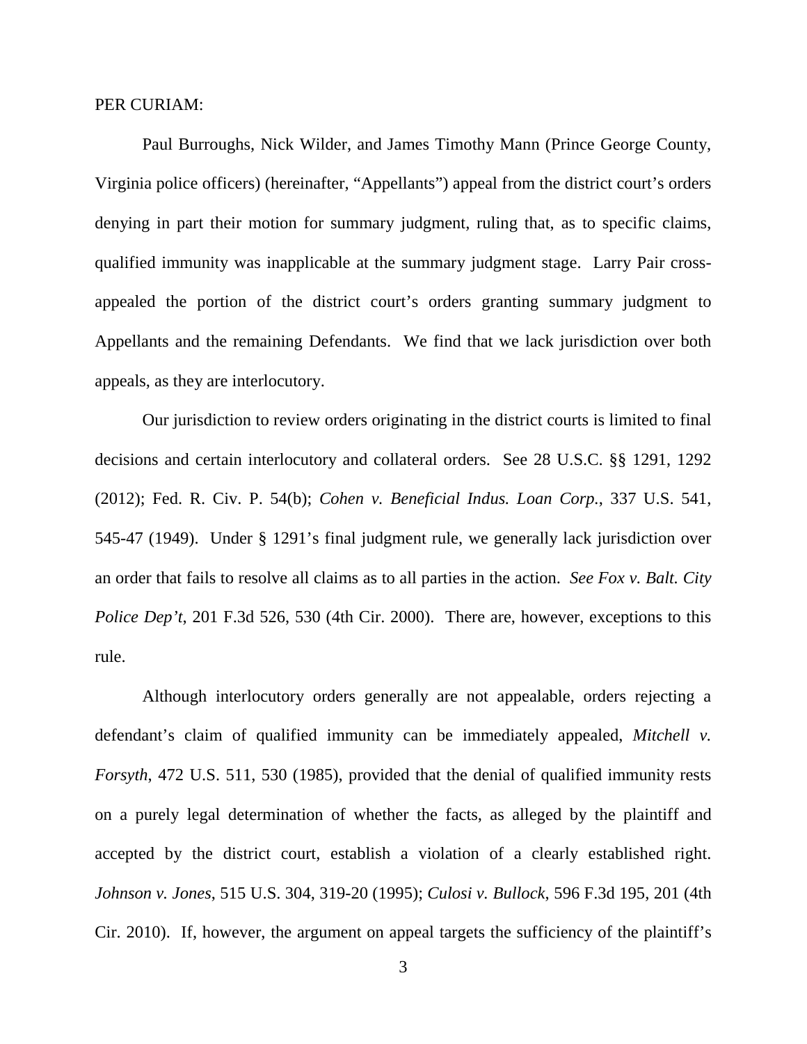PER CURIAM:

Paul Burroughs, Nick Wilder, and James Timothy Mann (Prince George County, Virginia police officers) (hereinafter, "Appellants") appeal from the district court's orders denying in part their motion for summary judgment, ruling that, as to specific claims, qualified immunity was inapplicable at the summary judgment stage. Larry Pair cross-appealed the portion of the district court's orders granting summary judgment to Appellants and the remaining Defendants. We find that we lack jurisdiction over both appeals, as they are interlocutory.

Our jurisdiction to review orders originating in the district courts is limited to final decisions and certain interlocutory and collateral orders. See 28 U.S.C. §§ 1291, 1292 (2012); Fed. R. Civ. P. 54(b); *Cohen v. Beneficial Indus. Loan Corp.*, 337 U.S. 541, 545-47 (1949). Under § 1291's final judgment rule, we generally lack jurisdiction over an order that fails to resolve all claims as to all parties in the action. *See Fox v. Balt. City Police Dep't*, 201 F.3d 526, 530 (4th Cir. 2000). There are, however, exceptions to this rule.

Although interlocutory orders generally are not appealable, orders rejecting a defendant's claim of qualified immunity can be immediately appealed, *Mitchell v. Forsyth*, 472 U.S. 511, 530 (1985), provided that the denial of qualified immunity rests on a purely legal determination of whether the facts, as alleged by the plaintiff and accepted by the district court, establish a violation of a clearly established right. *Johnson v. Jones*, 515 U.S. 304, 319-20 (1995); *Culosi v. Bullock*, 596 F.3d 195, 201 (4th Cir. 2010). If, however, the argument on appeal targets the sufficiency of the plaintiff's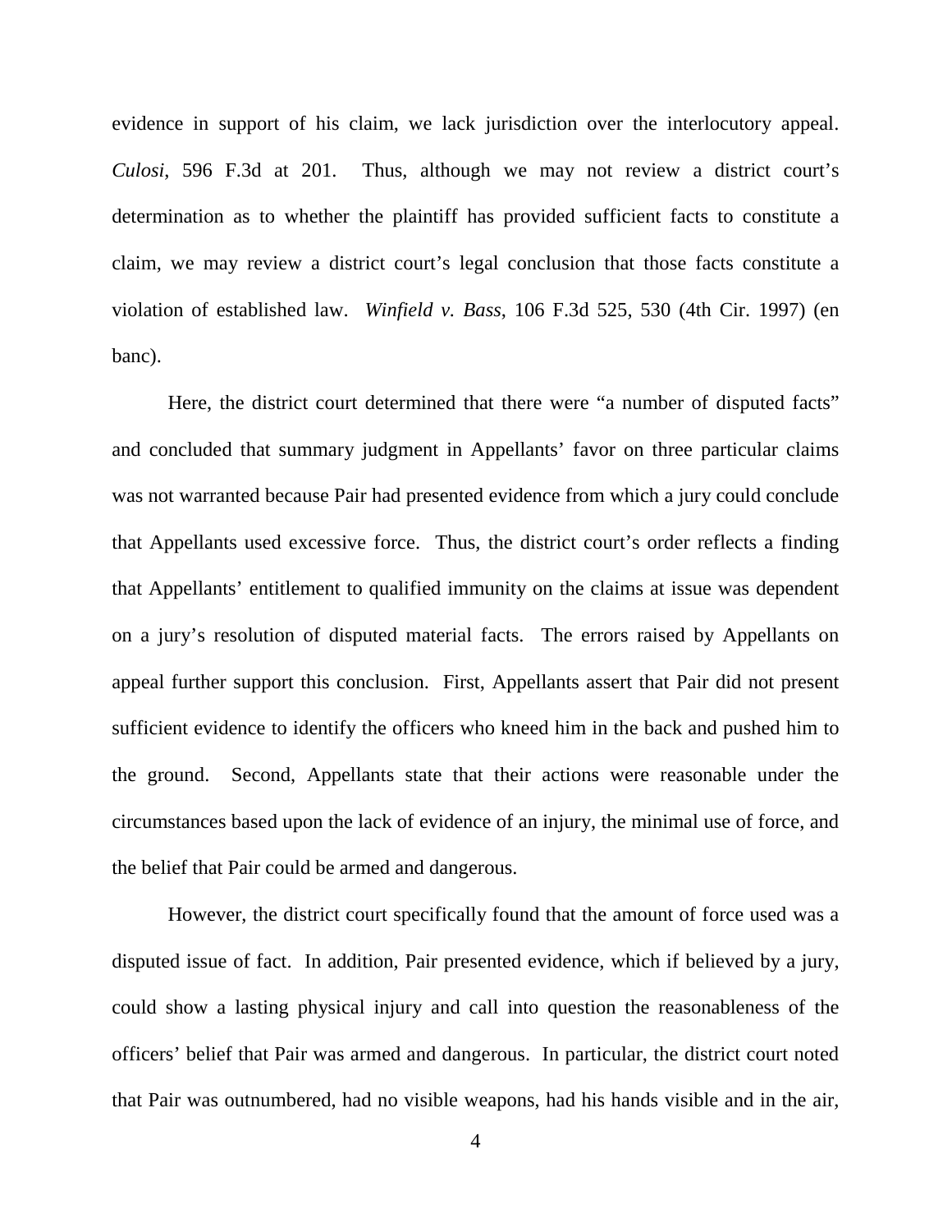evidence in support of his claim, we lack jurisdiction over the interlocutory appeal. *Culosi*, 596 F.3d at 201. Thus, although we may not review a district court's determination as to whether the plaintiff has provided sufficient facts to constitute a claim, we may review a district court's legal conclusion that those facts constitute a violation of established law. *Winfield v. Bass*, 106 F.3d 525, 530 (4th Cir. 1997) (en banc).

Here, the district court determined that there were "a number of disputed facts" and concluded that summary judgment in Appellants' favor on three particular claims was not warranted because Pair had presented evidence from which a jury could conclude that Appellants used excessive force. Thus, the district court's order reflects a finding that Appellants' entitlement to qualified immunity on the claims at issue was dependent on a jury's resolution of disputed material facts. The errors raised by Appellants on appeal further support this conclusion. First, Appellants assert that Pair did not present sufficient evidence to identify the officers who kneed him in the back and pushed him to the ground. Second, Appellants state that their actions were reasonable under the circumstances based upon the lack of evidence of an injury, the minimal use of force, and the belief that Pair could be armed and dangerous.

However, the district court specifically found that the amount of force used was a disputed issue of fact. In addition, Pair presented evidence, which if believed by a jury, could show a lasting physical injury and call into question the reasonableness of the officers' belief that Pair was armed and dangerous. In particular, the district court noted that Pair was outnumbered, had no visible weapons, had his hands visible and in the air,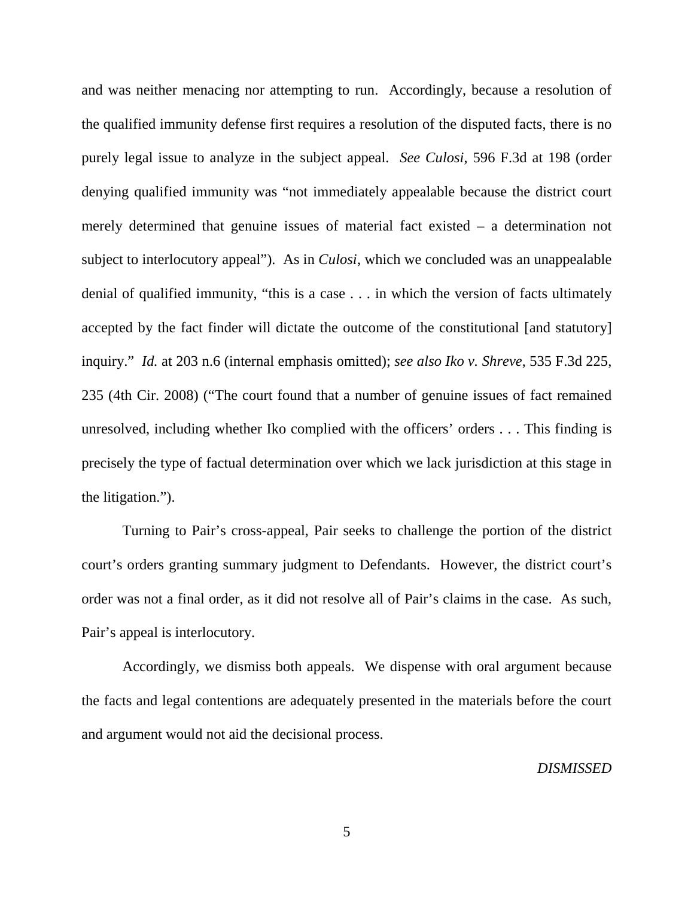and was neither menacing nor attempting to run. Accordingly, because a resolution of the qualified immunity defense first requires a resolution of the disputed facts, there is no purely legal issue to analyze in the subject appeal. *See Culosi*, 596 F.3d at 198 (order denying qualified immunity was "not immediately appealable because the district court merely determined that genuine issues of material fact existed – a determination not subject to interlocutory appeal"). As in *Culosi*, which we concluded was an unappealable denial of qualified immunity, "this is a case . . . in which the version of facts ultimately accepted by the fact finder will dictate the outcome of the constitutional [and statutory] inquiry." *Id.* at 203 n.6 (internal emphasis omitted); *see also Iko v. Shreve*, 535 F.3d 225, 235 (4th Cir. 2008) ("The court found that a number of genuine issues of fact remained unresolved, including whether Iko complied with the officers' orders . . . This finding is precisely the type of factual determination over which we lack jurisdiction at this stage in the litigation.").

Turning to Pair's cross-appeal, Pair seeks to challenge the portion of the district court's orders granting summary judgment to Defendants. However, the district court's order was not a final order, as it did not resolve all of Pair's claims in the case. As such, Pair's appeal is interlocutory.

Accordingly, we dismiss both appeals. We dispense with oral argument because the facts and legal contentions are adequately presented in the materials before the court and argument would not aid the decisional process.

*DISMISSED*